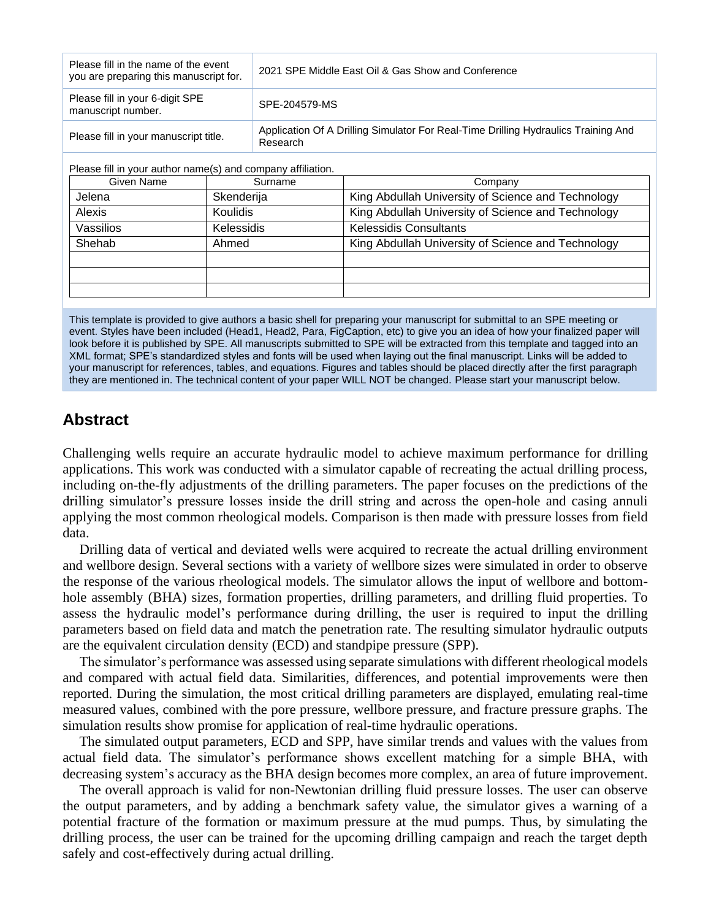| Please fill in the name of the event you are preparing this manuscript for. | 2021 SPE Middle East Oil & Gas Show and Conference |
| --- | --- |
| Please fill in your 6-digit SPE manuscript number. | SPE-204579-MS |
| Please fill in your manuscript title. | Application Of A Drilling Simulator For Real-Time Drilling Hydraulics Training And Research |

Please fill in your author name(s) and company affiliation.

| Given Name | Surname | Company |
| --- | --- | --- |
| Jelena | Skenderija | King Abdullah University of Science and Technology |
| Alexis | Koulidis | King Abdullah University of Science and Technology |
| Vassilios | Kelessidis | Kelessidis Consultants |
| Shehab | Ahmed | King Abdullah University of Science and Technology |
| | | |
| | | |
| | | |

This template is provided to give authors a basic shell for preparing your manuscript for submittal to an SPE meeting or event. Styles have been included (Head1, Head2, Para, FigCaption, etc) to give you an idea of how your finalized paper will look before it is published by SPE. All manuscripts submitted to SPE will be extracted from this template and tagged into an XML format; SPE's standardized styles and fonts will be used when laying out the final manuscript. Links will be added to your manuscript for references, tables, and equations. Figures and tables should be placed directly after the first paragraph they are mentioned in. The technical content of your paper WILL NOT be changed. Please start your manuscript below.

## Abstract

Challenging wells require an accurate hydraulic model to achieve maximum performance for drilling applications. This work was conducted with a simulator capable of recreating the actual drilling process, including on-the-fly adjustments of the drilling parameters. The paper focuses on the predictions of the drilling simulator's pressure losses inside the drill string and across the open-hole and casing annuli applying the most common rheological models. Comparison is then made with pressure losses from field data.

Drilling data of vertical and deviated wells were acquired to recreate the actual drilling environment and wellbore design. Several sections with a variety of wellbore sizes were simulated in order to observe the response of the various rheological models. The simulator allows the input of wellbore and bottom-hole assembly (BHA) sizes, formation properties, drilling parameters, and drilling fluid properties. To assess the hydraulic model's performance during drilling, the user is required to input the drilling parameters based on field data and match the penetration rate. The resulting simulator hydraulic outputs are the equivalent circulation density (ECD) and standpipe pressure (SPP).

The simulator's performance was assessed using separate simulations with different rheological models and compared with actual field data. Similarities, differences, and potential improvements were then reported. During the simulation, the most critical drilling parameters are displayed, emulating real-time measured values, combined with the pore pressure, wellbore pressure, and fracture pressure graphs. The simulation results show promise for application of real-time hydraulic operations.

The simulated output parameters, ECD and SPP, have similar trends and values with the values from actual field data. The simulator's performance shows excellent matching for a simple BHA, with decreasing system's accuracy as the BHA design becomes more complex, an area of future improvement.

The overall approach is valid for non-Newtonian drilling fluid pressure losses. The user can observe the output parameters, and by adding a benchmark safety value, the simulator gives a warning of a potential fracture of the formation or maximum pressure at the mud pumps. Thus, by simulating the drilling process, the user can be trained for the upcoming drilling campaign and reach the target depth safely and cost-effectively during actual drilling.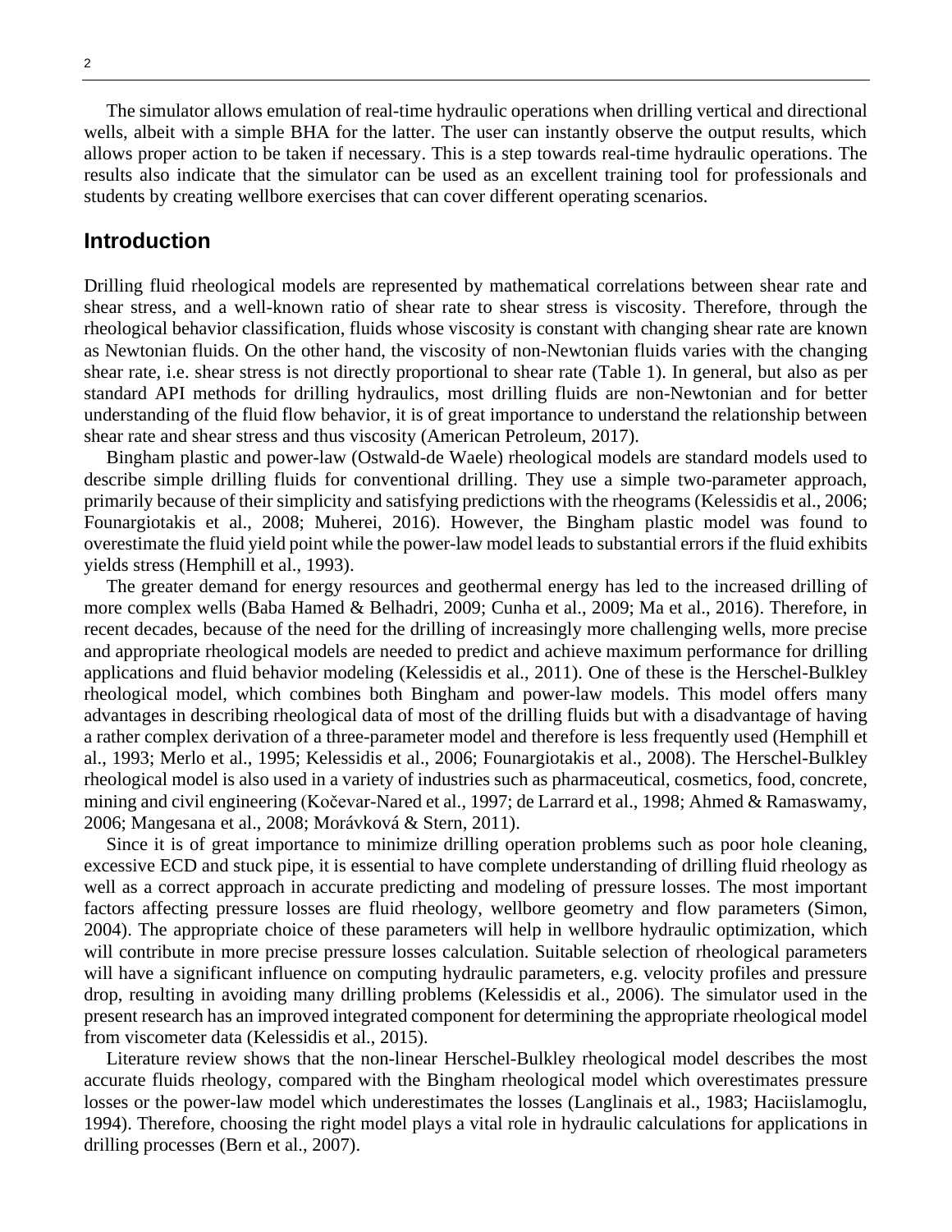The simulator allows emulation of real-time hydraulic operations when drilling vertical and directional wells, albeit with a simple BHA for the latter. The user can instantly observe the output results, which allows proper action to be taken if necessary. This is a step towards real-time hydraulic operations. The results also indicate that the simulator can be used as an excellent training tool for professionals and students by creating wellbore exercises that can cover different operating scenarios.

## Introduction

Drilling fluid rheological models are represented by mathematical correlations between shear rate and shear stress, and a well-known ratio of shear rate to shear stress is viscosity. Therefore, through the rheological behavior classification, fluids whose viscosity is constant with changing shear rate are known as Newtonian fluids. On the other hand, the viscosity of non-Newtonian fluids varies with the changing shear rate, i.e. shear stress is not directly proportional to shear rate (Table 1). In general, but also as per standard API methods for drilling hydraulics, most drilling fluids are non-Newtonian and for better understanding of the fluid flow behavior, it is of great importance to understand the relationship between shear rate and shear stress and thus viscosity (American Petroleum, 2017).

Bingham plastic and power-law (Ostwald-de Waele) rheological models are standard models used to describe simple drilling fluids for conventional drilling. They use a simple two-parameter approach, primarily because of their simplicity and satisfying predictions with the rheograms (Kelessidis et al., 2006; Founargiotakis et al., 2008; Muherei, 2016). However, the Bingham plastic model was found to overestimate the fluid yield point while the power-law model leads to substantial errors if the fluid exhibits yields stress (Hemphill et al., 1993).

The greater demand for energy resources and geothermal energy has led to the increased drilling of more complex wells (Baba Hamed & Belhadri, 2009; Cunha et al., 2009; Ma et al., 2016). Therefore, in recent decades, because of the need for the drilling of increasingly more challenging wells, more precise and appropriate rheological models are needed to predict and achieve maximum performance for drilling applications and fluid behavior modeling (Kelessidis et al., 2011). One of these is the Herschel-Bulkley rheological model, which combines both Bingham and power-law models. This model offers many advantages in describing rheological data of most of the drilling fluids but with a disadvantage of having a rather complex derivation of a three-parameter model and therefore is less frequently used (Hemphill et al., 1993; Merlo et al., 1995; Kelessidis et al., 2006; Founargiotakis et al., 2008). The Herschel-Bulkley rheological model is also used in a variety of industries such as pharmaceutical, cosmetics, food, concrete, mining and civil engineering (Kočevar-Nared et al., 1997; de Larrard et al., 1998; Ahmed & Ramaswamy, 2006; Mangesana et al., 2008; Morávková & Stern, 2011).

Since it is of great importance to minimize drilling operation problems such as poor hole cleaning, excessive ECD and stuck pipe, it is essential to have complete understanding of drilling fluid rheology as well as a correct approach in accurate predicting and modeling of pressure losses. The most important factors affecting pressure losses are fluid rheology, wellbore geometry and flow parameters (Simon, 2004). The appropriate choice of these parameters will help in wellbore hydraulic optimization, which will contribute in more precise pressure losses calculation. Suitable selection of rheological parameters will have a significant influence on computing hydraulic parameters, e.g. velocity profiles and pressure drop, resulting in avoiding many drilling problems (Kelessidis et al., 2006). The simulator used in the present research has an improved integrated component for determining the appropriate rheological model from viscometer data (Kelessidis et al., 2015).

Literature review shows that the non-linear Herschel-Bulkley rheological model describes the most accurate fluids rheology, compared with the Bingham rheological model which overestimates pressure losses or the power-law model which underestimates the losses (Langlinais et al., 1983; Haciislamoglu, 1994). Therefore, choosing the right model plays a vital role in hydraulic calculations for applications in drilling processes (Bern et al., 2007).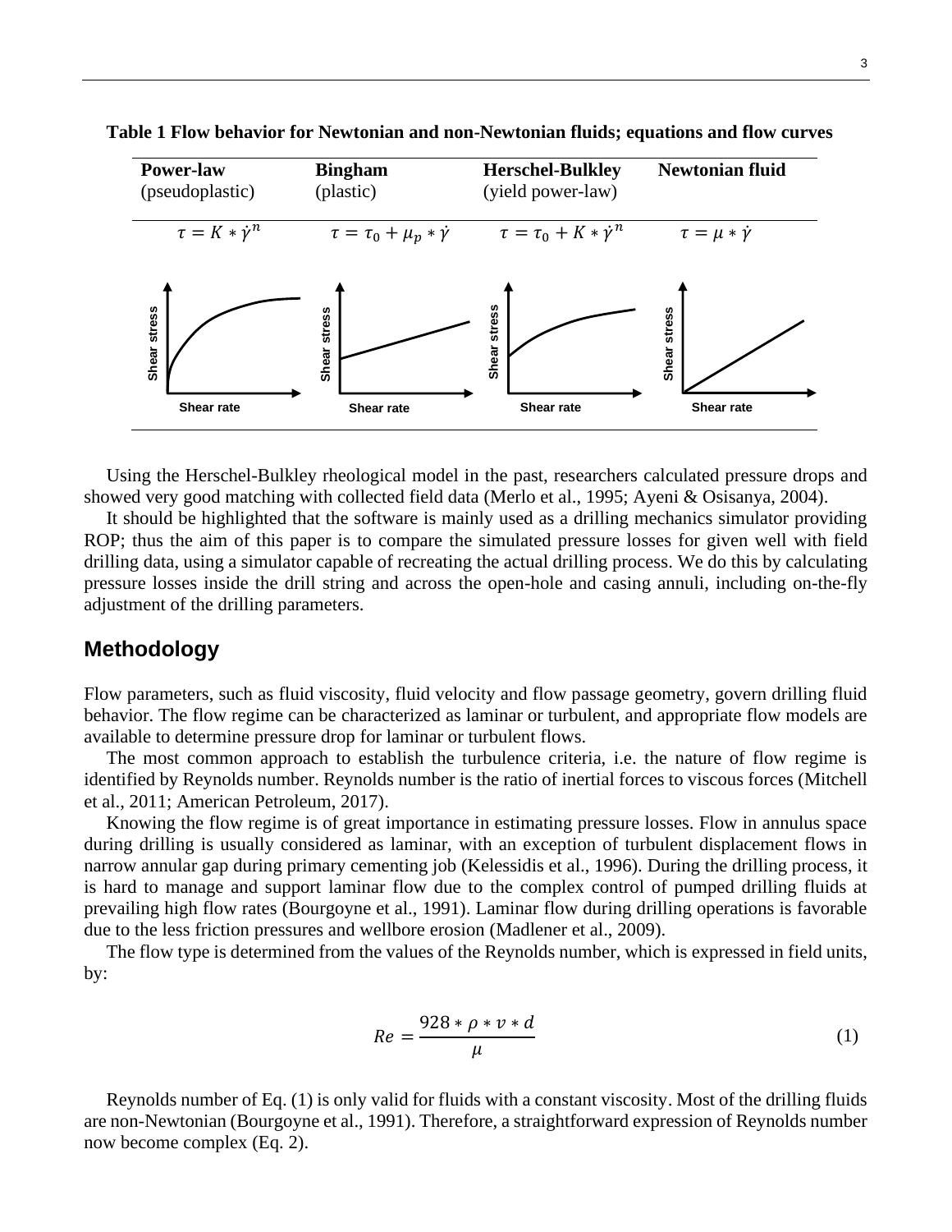**Table 1 Flow behavior for Newtonian and non-Newtonian fluids; equations and flow curves**

| **Power-law** (pseudoplastic) | **Bingham** (plastic) | **Herschel-Bulkley** (yield power-law) | **Newtonian fluid** |
|---|---|---|---|
| $\tau = K * \dot{\gamma}^n$ | $\tau = \tau_0 + \mu_p * \dot{\gamma}$ | $\tau = \tau_0 + K * \dot{\gamma}^n$ | $\tau = \mu * \dot{\gamma}$ |
| Shear stress vs. Shear rate | Shear stress vs. Shear rate | Shear stress vs. Shear rate | Shear stress vs. Shear rate |

Using the Herschel-Bulkley rheological model in the past, researchers calculated pressure drops and showed very good matching with collected field data (Merlo et al., 1995; Ayeni & Osisanya, 2004).

It should be highlighted that the software is mainly used as a drilling mechanics simulator providing ROP; thus the aim of this paper is to compare the simulated pressure losses for given well with field drilling data, using a simulator capable of recreating the actual drilling process. We do this by calculating pressure losses inside the drill string and across the open-hole and casing annuli, including on-the-fly adjustment of the drilling parameters.

## Methodology

Flow parameters, such as fluid viscosity, fluid velocity and flow passage geometry, govern drilling fluid behavior. The flow regime can be characterized as laminar or turbulent, and appropriate flow models are available to determine pressure drop for laminar or turbulent flows.

The most common approach to establish the turbulence criteria, i.e. the nature of flow regime is identified by Reynolds number. Reynolds number is the ratio of inertial forces to viscous forces (Mitchell et al., 2011; American Petroleum, 2017).

Knowing the flow regime is of great importance in estimating pressure losses. Flow in annulus space during drilling is usually considered as laminar, with an exception of turbulent displacement flows in narrow annular gap during primary cementing job (Kelessidis et al., 1996). During the drilling process, it is hard to manage and support laminar flow due to the complex control of pumped drilling fluids at prevailing high flow rates (Bourgoyne et al., 1991). Laminar flow during drilling operations is favorable due to the less friction pressures and wellbore erosion (Madlener et al., 2009).

The flow type is determined from the values of the Reynolds number, which is expressed in field units, by:

$$Re = \frac{928 * \rho * v * d}{\mu} \tag{1}$$

Reynolds number of Eq. (1) is only valid for fluids with a constant viscosity. Most of the drilling fluids are non-Newtonian (Bourgoyne et al., 1991). Therefore, a straightforward expression of Reynolds number now become complex (Eq. 2).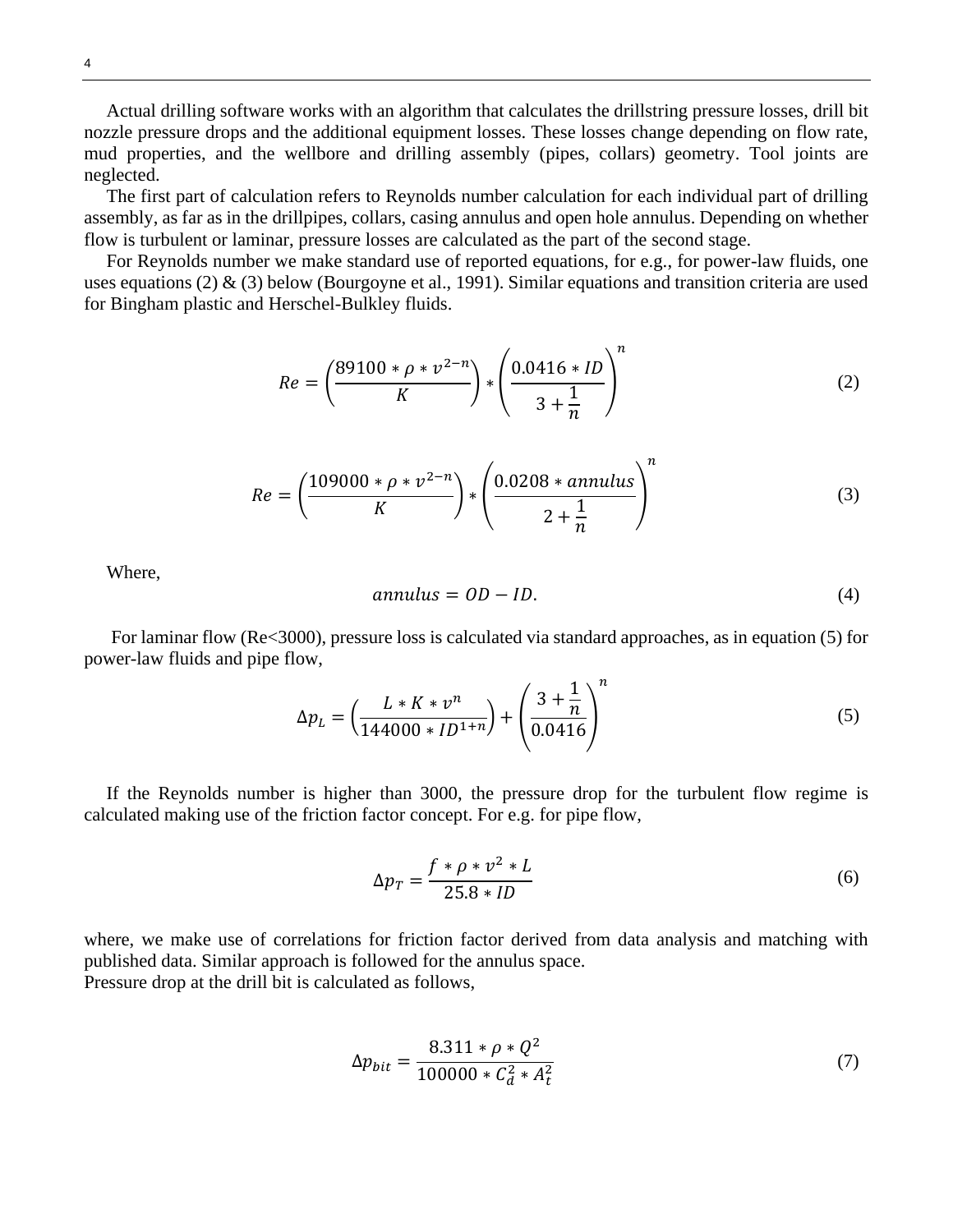Actual drilling software works with an algorithm that calculates the drillstring pressure losses, drill bit nozzle pressure drops and the additional equipment losses. These losses change depending on flow rate, mud properties, and the wellbore and drilling assembly (pipes, collars) geometry. Tool joints are neglected.

The first part of calculation refers to Reynolds number calculation for each individual part of drilling assembly, as far as in the drillpipes, collars, casing annulus and open hole annulus. Depending on whether flow is turbulent or laminar, pressure losses are calculated as the part of the second stage.

For Reynolds number we make standard use of reported equations, for e.g., for power-law fluids, one uses equations (2) & (3) below (Bourgoyne et al., 1991). Similar equations and transition criteria are used for Bingham plastic and Herschel-Bulkley fluids.

$$Re = \left(\frac{89100 * \rho * v^{2-n}}{K}\right) * \left(\frac{0.0416 * ID}{3 + \frac{1}{n}}\right)^{n} \tag{2}$$

$$Re = \left(\frac{109000 * \rho * v^{2-n}}{K}\right) * \left(\frac{0.0208 * annulus}{2 + \frac{1}{n}}\right)^{n} \tag{3}$$

Where,

$$annulus = OD - ID. \tag{4}$$

For laminar flow (Re<3000), pressure loss is calculated via standard approaches, as in equation (5) for power-law fluids and pipe flow,

$$\Delta p_L = \left(\frac{L * K * v^{n}}{144000 * ID^{1+n}}\right) + \left(\frac{3 + \frac{1}{n}}{0.0416}\right)^{n} \tag{5}$$

If the Reynolds number is higher than 3000, the pressure drop for the turbulent flow regime is calculated making use of the friction factor concept. For e.g. for pipe flow,

$$\Delta p_T = \frac{f * \rho * v^2 * L}{25.8 * ID} \tag{6}$$

where, we make use of correlations for friction factor derived from data analysis and matching with published data. Similar approach is followed for the annulus space.
Pressure drop at the drill bit is calculated as follows,

$$\Delta p_{bit} = \frac{8.311 * \rho * Q^2}{100000 * C_d^2 * A_t^2} \tag{7}$$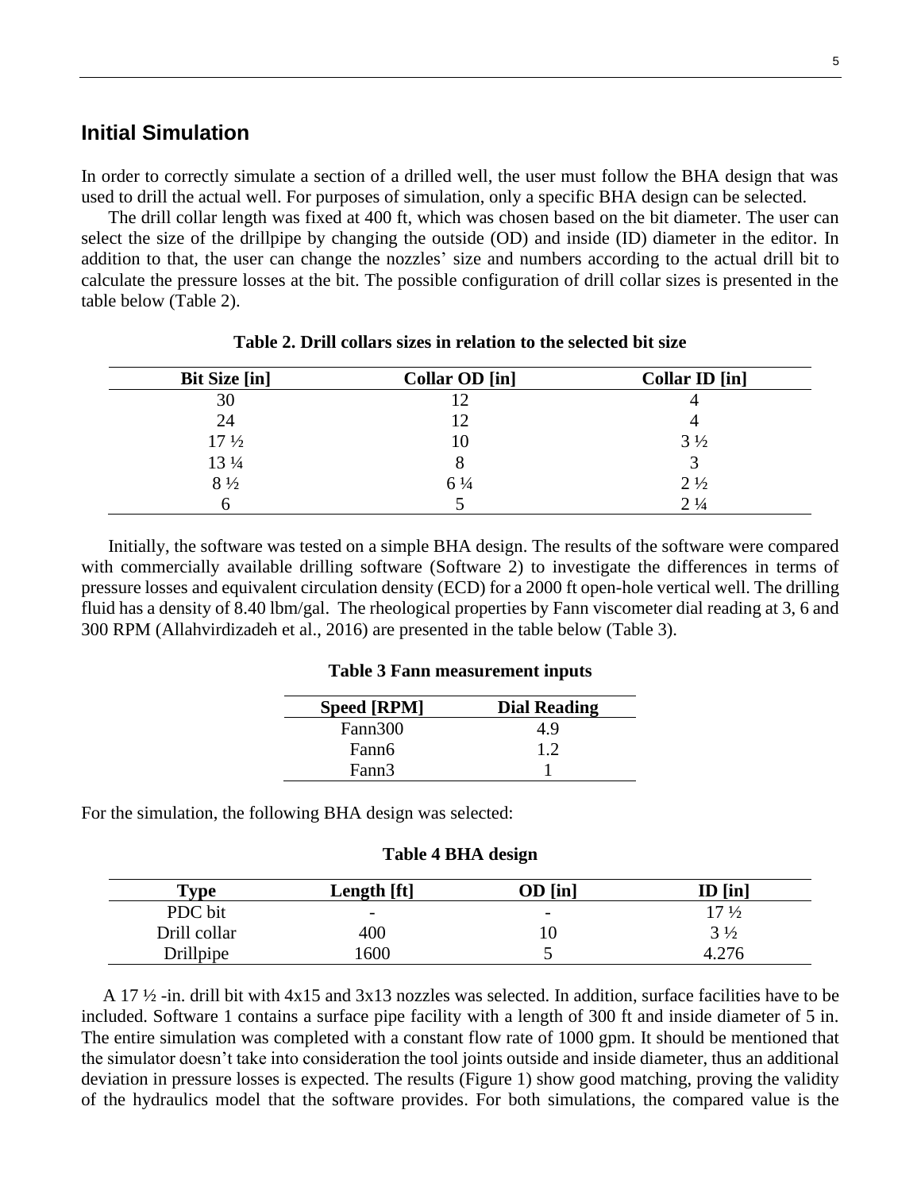## Initial Simulation

In order to correctly simulate a section of a drilled well, the user must follow the BHA design that was used to drill the actual well. For purposes of simulation, only a specific BHA design can be selected.

The drill collar length was fixed at 400 ft, which was chosen based on the bit diameter. The user can select the size of the drillpipe by changing the outside (OD) and inside (ID) diameter in the editor. In addition to that, the user can change the nozzles' size and numbers according to the actual drill bit to calculate the pressure losses at the bit. The possible configuration of drill collar sizes is presented in the table below (Table 2).

**Table 2. Drill collars sizes in relation to the selected bit size**

| Bit Size [in] | Collar OD [in] | Collar ID [in] |
|---|---|---|
| 30 | 12 | 4 |
| 24 | 12 | 4 |
| 17 ½ | 10 | 3 ½ |
| 13 ¼ | 8 | 3 |
| 8 ½ | 6 ¼ | 2 ½ |
| 6 | 5 | 2 ¼ |

Initially, the software was tested on a simple BHA design. The results of the software were compared with commercially available drilling software (Software 2) to investigate the differences in terms of pressure losses and equivalent circulation density (ECD) for a 2000 ft open-hole vertical well. The drilling fluid has a density of 8.40 lbm/gal. The rheological properties by Fann viscometer dial reading at 3, 6 and 300 RPM (Allahvirdizadeh et al., 2016) are presented in the table below (Table 3).

**Table 3 Fann measurement inputs**

| Speed [RPM] | Dial Reading |
|---|---|
| Fann300 | 4.9 |
| Fann6 | 1.2 |
| Fann3 | 1 |

For the simulation, the following BHA design was selected:

**Table 4 BHA design**

| Type | Length [ft] | OD [in] | ID [in] |
|---|---|---|---|
| PDC bit | - | - | 17 ½ |
| Drill collar | 400 | 10 | 3 ½ |
| Drillpipe | 1600 | 5 | 4.276 |

A 17 ½ -in. drill bit with 4x15 and 3x13 nozzles was selected. In addition, surface facilities have to be included. Software 1 contains a surface pipe facility with a length of 300 ft and inside diameter of 5 in. The entire simulation was completed with a constant flow rate of 1000 gpm. It should be mentioned that the simulator doesn't take into consideration the tool joints outside and inside diameter, thus an additional deviation in pressure losses is expected. The results (Figure 1) show good matching, proving the validity of the hydraulics model that the software provides. For both simulations, the compared value is the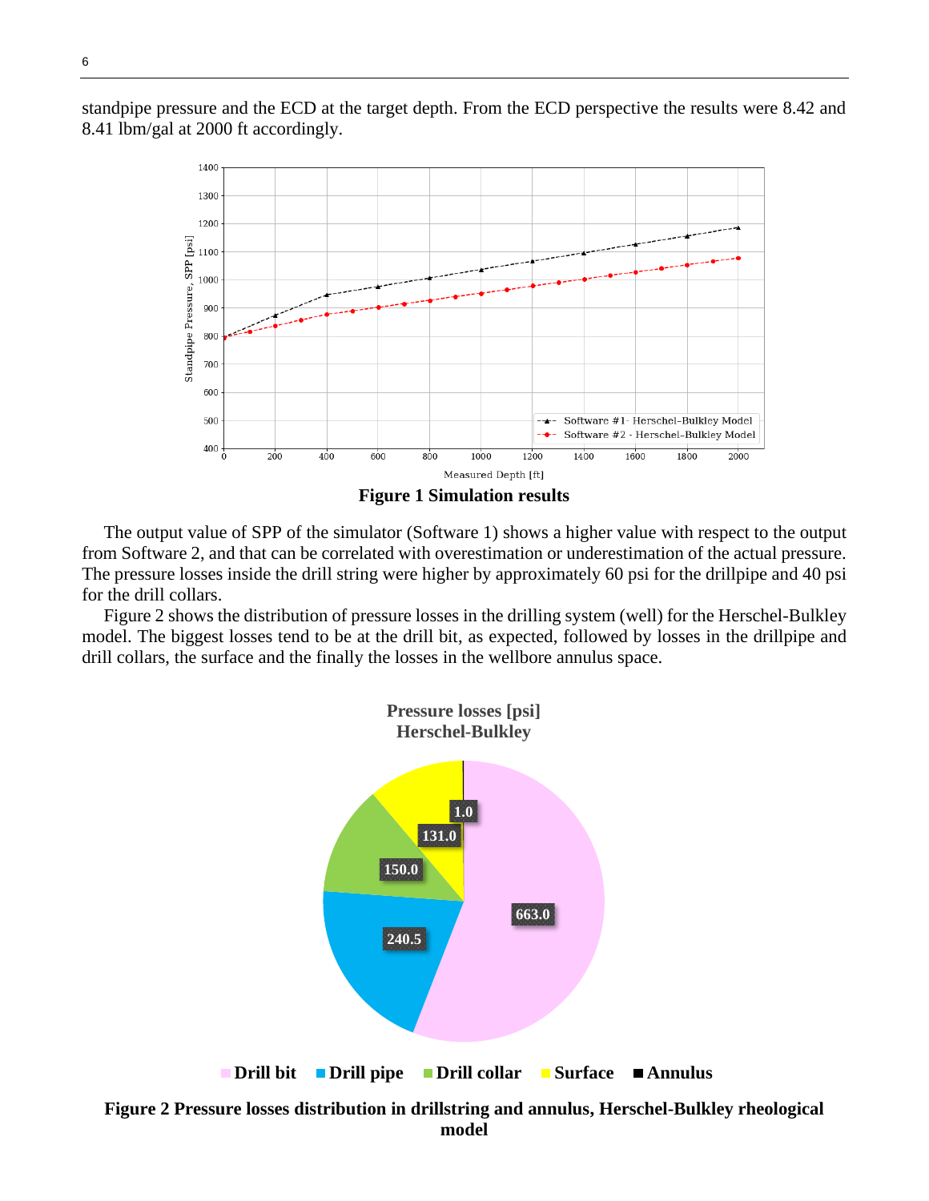standpipe pressure and the ECD at the target depth. From the ECD perspective the results were 8.42 and 8.41 lbm/gal at 2000 ft accordingly.

**Figure 1 Simulation results**

The output value of SPP of the simulator (Software 1) shows a higher value with respect to the output from Software 2, and that can be correlated with overestimation or underestimation of the actual pressure. The pressure losses inside the drill string were higher by approximately 60 psi for the drillpipe and 40 psi for the drill collars.

Figure 2 shows the distribution of pressure losses in the drilling system (well) for the Herschel-Bulkley model. The biggest losses tend to be at the drill bit, as expected, followed by losses in the drillpipe and drill collars, the surface and the finally the losses in the wellbore annulus space.

**Figure 2 Pressure losses distribution in drillstring and annulus, Herschel-Bulkley rheological model**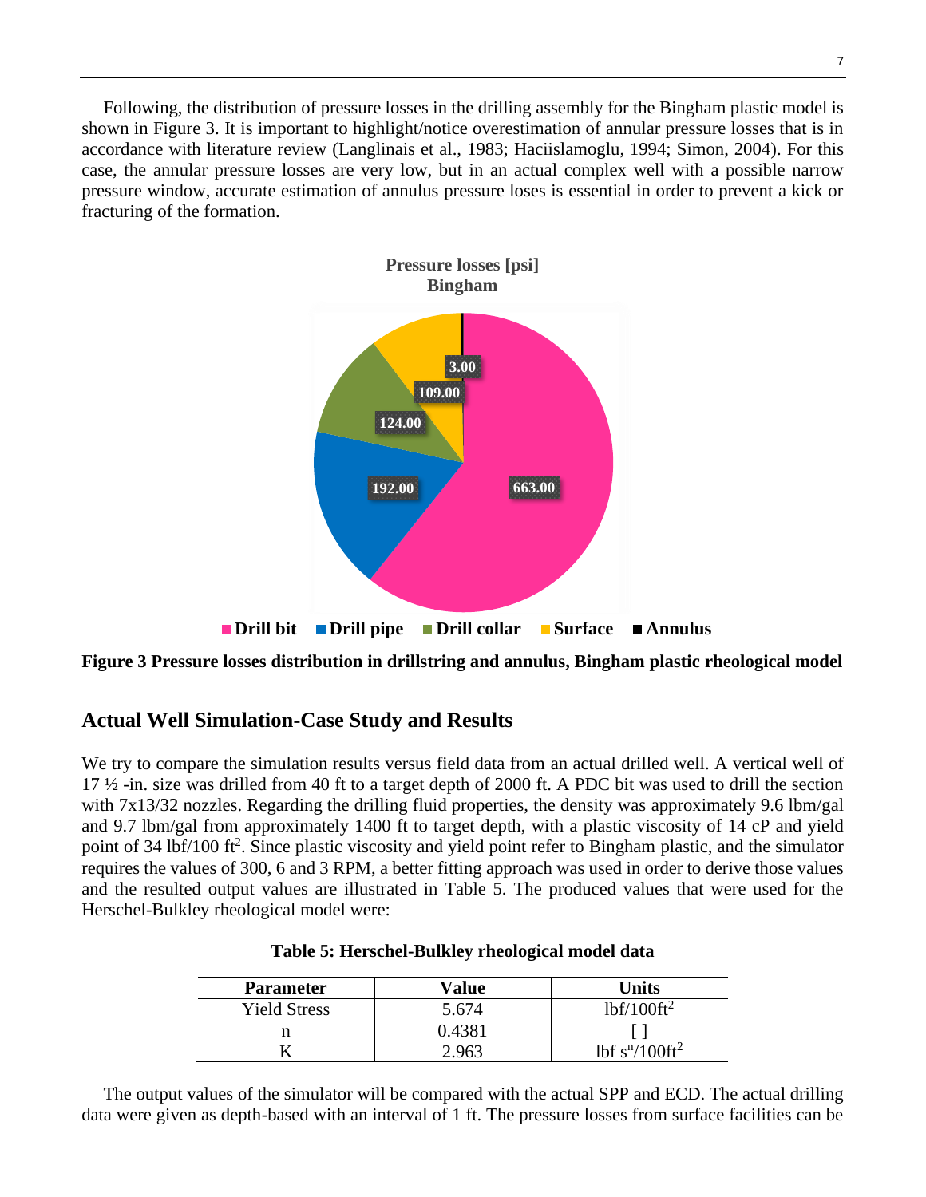Following, the distribution of pressure losses in the drilling assembly for the Bingham plastic model is shown in Figure 3. It is important to highlight/notice overestimation of annular pressure losses that is in accordance with literature review (Langlinais et al., 1983; Haciislamoglu, 1994; Simon, 2004). For this case, the annular pressure losses are very low, but in an actual complex well with a possible narrow pressure window, accurate estimation of annulus pressure loses is essential in order to prevent a kick or fracturing of the formation.

**Figure 3 Pressure losses distribution in drillstring and annulus, Bingham plastic rheological model**

## Actual Well Simulation-Case Study and Results

We try to compare the simulation results versus field data from an actual drilled well. A vertical well of 17 ½ -in. size was drilled from 40 ft to a target depth of 2000 ft. A PDC bit was used to drill the section with 7x13/32 nozzles. Regarding the drilling fluid properties, the density was approximately 9.6 lbm/gal and 9.7 lbm/gal from approximately 1400 ft to target depth, with a plastic viscosity of 14 cP and yield point of 34 lbf/100 ft$^2$. Since plastic viscosity and yield point refer to Bingham plastic, and the simulator requires the values of 300, 6 and 3 RPM, a better fitting approach was used in order to derive those values and the resulted output values are illustrated in Table 5. The produced values that were used for the Herschel-Bulkley rheological model were:

**Table 5: Herschel-Bulkley rheological model data**

| Parameter | Value | Units |
|---|---|---|
| Yield Stress | 5.674 | lbf/100ft$^2$ |
| n | 0.4381 | [ ] |
| K | 2.963 | lbf s$^n$/100ft$^2$ |

The output values of the simulator will be compared with the actual SPP and ECD. The actual drilling data were given as depth-based with an interval of 1 ft. The pressure losses from surface facilities can be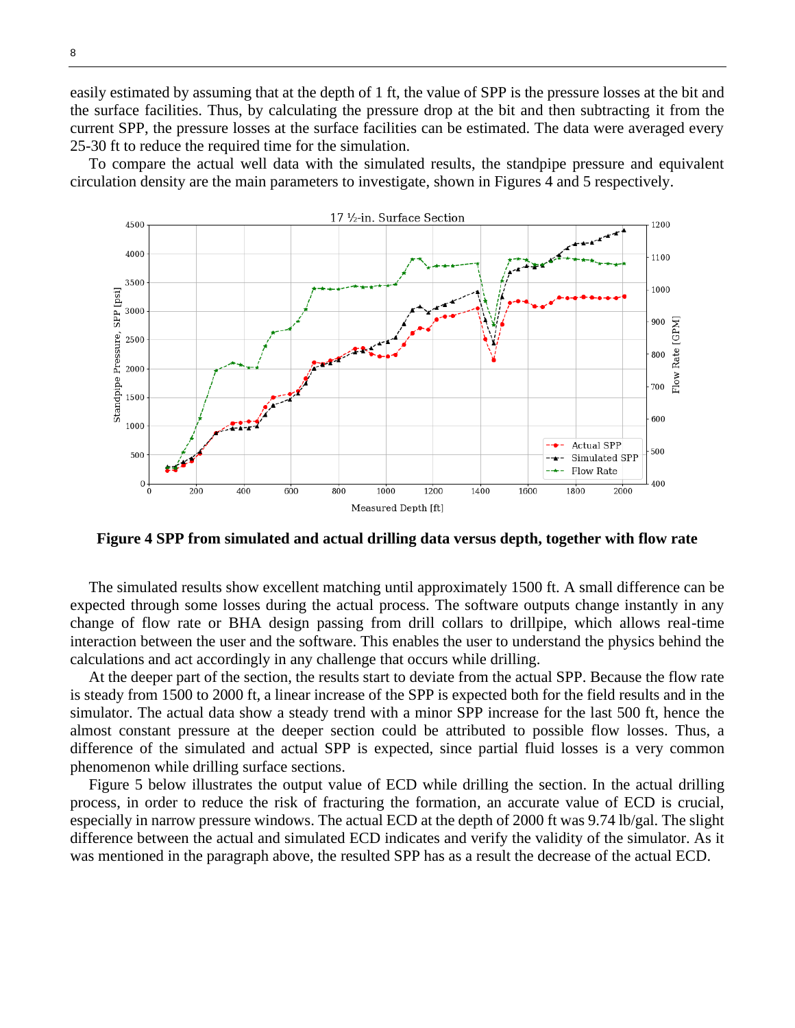easily estimated by assuming that at the depth of 1 ft, the value of SPP is the pressure losses at the bit and the surface facilities. Thus, by calculating the pressure drop at the bit and then subtracting it from the current SPP, the pressure losses at the surface facilities can be estimated. The data were averaged every 25-30 ft to reduce the required time for the simulation.

To compare the actual well data with the simulated results, the standpipe pressure and equivalent circulation density are the main parameters to investigate, shown in Figures 4 and 5 respectively.

**Figure 4 SPP from simulated and actual drilling data versus depth, together with flow rate**

The simulated results show excellent matching until approximately 1500 ft. A small difference can be expected through some losses during the actual process. The software outputs change instantly in any change of flow rate or BHA design passing from drill collars to drillpipe, which allows real-time interaction between the user and the software. This enables the user to understand the physics behind the calculations and act accordingly in any challenge that occurs while drilling.

At the deeper part of the section, the results start to deviate from the actual SPP. Because the flow rate is steady from 1500 to 2000 ft, a linear increase of the SPP is expected both for the field results and in the simulator. The actual data show a steady trend with a minor SPP increase for the last 500 ft, hence the almost constant pressure at the deeper section could be attributed to possible flow losses. Thus, a difference of the simulated and actual SPP is expected, since partial fluid losses is a very common phenomenon while drilling surface sections.

Figure 5 below illustrates the output value of ECD while drilling the section. In the actual drilling process, in order to reduce the risk of fracturing the formation, an accurate value of ECD is crucial, especially in narrow pressure windows. The actual ECD at the depth of 2000 ft was 9.74 lb/gal. The slight difference between the actual and simulated ECD indicates and verify the validity of the simulator. As it was mentioned in the paragraph above, the resulted SPP has as a result the decrease of the actual ECD.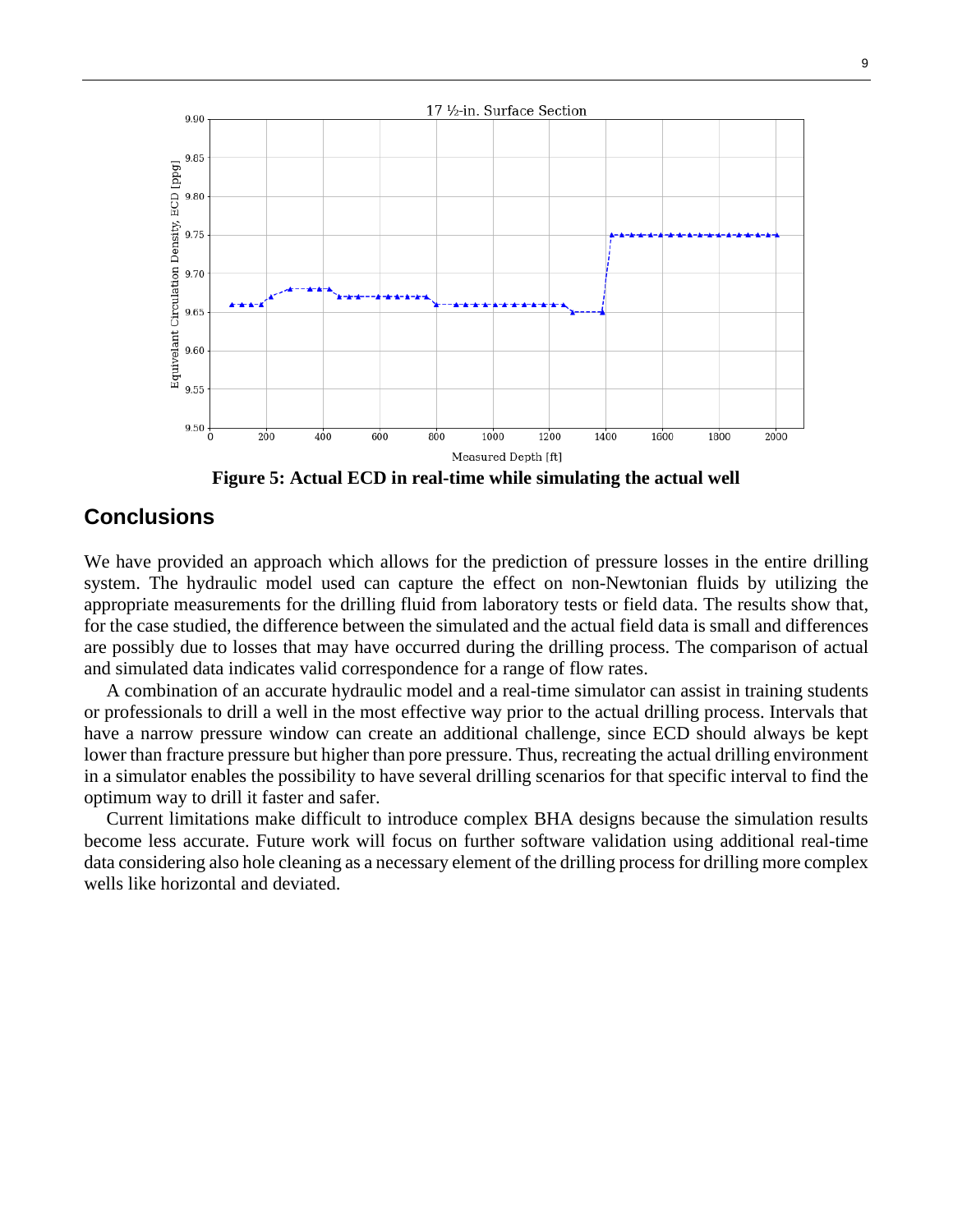**Figure 5: Actual ECD in real-time while simulating the actual well**

## Conclusions

We have provided an approach which allows for the prediction of pressure losses in the entire drilling system. The hydraulic model used can capture the effect on non-Newtonian fluids by utilizing the appropriate measurements for the drilling fluid from laboratory tests or field data. The results show that, for the case studied, the difference between the simulated and the actual field data is small and differences are possibly due to losses that may have occurred during the drilling process. The comparison of actual and simulated data indicates valid correspondence for a range of flow rates.

A combination of an accurate hydraulic model and a real-time simulator can assist in training students or professionals to drill a well in the most effective way prior to the actual drilling process. Intervals that have a narrow pressure window can create an additional challenge, since ECD should always be kept lower than fracture pressure but higher than pore pressure. Thus, recreating the actual drilling environment in a simulator enables the possibility to have several drilling scenarios for that specific interval to find the optimum way to drill it faster and safer.

Current limitations make difficult to introduce complex BHA designs because the simulation results become less accurate. Future work will focus on further software validation using additional real-time data considering also hole cleaning as a necessary element of the drilling process for drilling more complex wells like horizontal and deviated.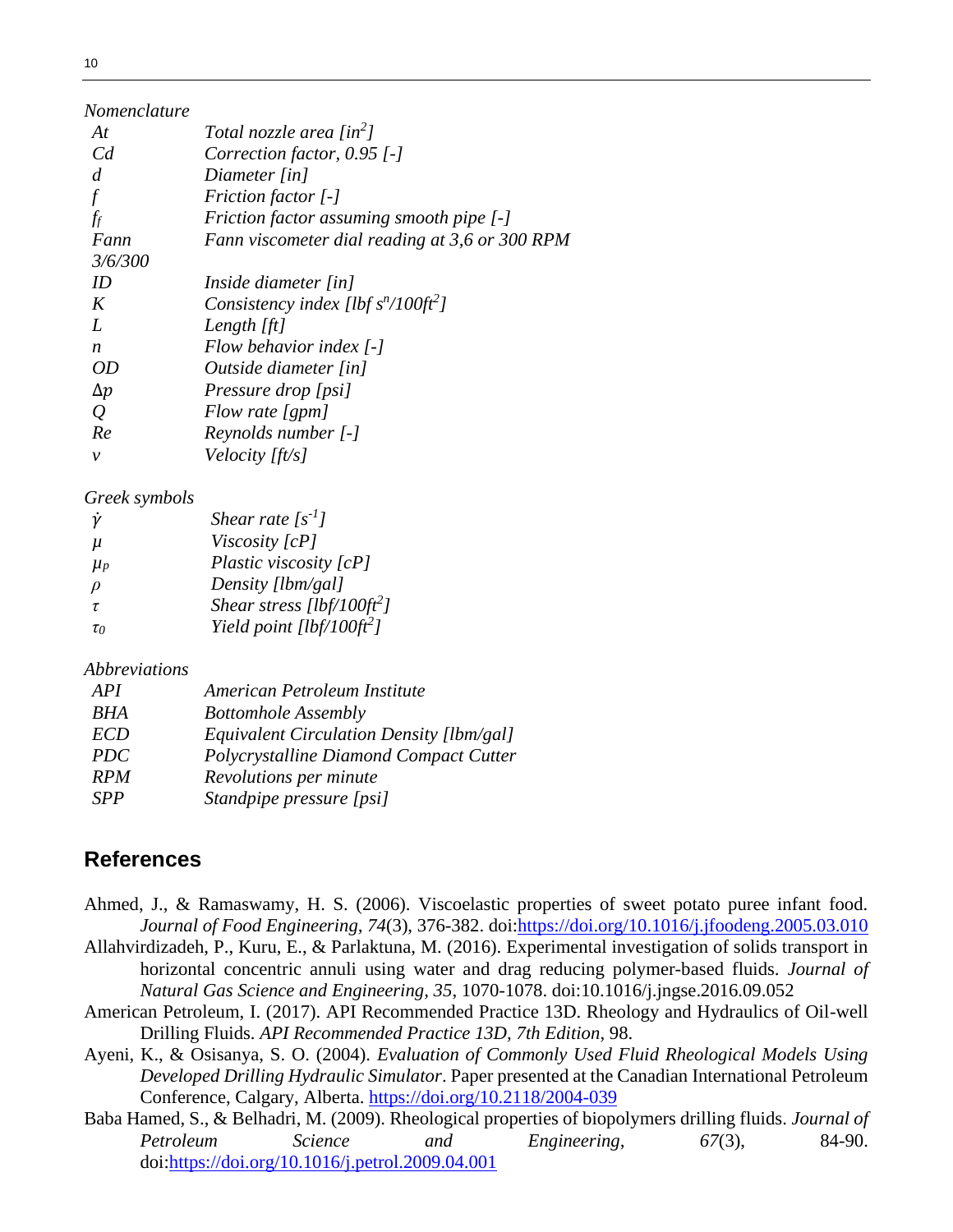*Nomenclature*

| | |
|---|---|
| *At* | *Total nozzle area [$in^2$]* |
| *Cd* | *Correction factor, 0.95 [-]* |
| *d* | *Diameter [in]* |
| *f* | *Friction factor [-]* |
| $f_f$ | *Friction factor assuming smooth pipe [-]* |
| *Fann 3/6/300* | *Fann viscometer dial reading at 3,6 or 300 RPM* |
| *ID* | *Inside diameter [in]* |
| *K* | *Consistency index [lbf $s^n$/100$ft^2$]* |
| *L* | *Length [ft]* |
| *n* | *Flow behavior index [-]* |
| *OD* | *Outside diameter [in]* |
| $\Delta p$ | *Pressure drop [psi]* |
| *Q* | *Flow rate [gpm]* |
| *Re* | *Reynolds number [-]* |
| *v* | *Velocity [ft/s]* |

*Greek symbols*

| | |
|---|---|
| $\dot{\gamma}$ | *Shear rate [$s^{-1}$]* |
| $\mu$ | *Viscosity [cP]* |
| $\mu_p$ | *Plastic viscosity [cP]* |
| $\rho$ | *Density [lbm/gal]* |
| $\tau$ | *Shear stress [lbf/100$ft^2$]* |
| $\tau_0$ | *Yield point [lbf/100$ft^2$]* |

*Abbreviations*

| | |
|---|---|
| *API* | *American Petroleum Institute* |
| *BHA* | *Bottomhole Assembly* |
| *ECD* | *Equivalent Circulation Density [lbm/gal]* |
| *PDC* | *Polycrystalline Diamond Compact Cutter* |
| *RPM* | *Revolutions per minute* |
| *SPP* | *Standpipe pressure [psi]* |

## References

Ahmed, J., & Ramaswamy, H. S. (2006). Viscoelastic properties of sweet potato puree infant food. *Journal of Food Engineering, 74*(3), 376-382. doi:https://doi.org/10.1016/j.jfoodeng.2005.03.010

Allahvirdizadeh, P., Kuru, E., & Parlaktuna, M. (2016). Experimental investigation of solids transport in horizontal concentric annuli using water and drag reducing polymer-based fluids. *Journal of Natural Gas Science and Engineering, 35*, 1070-1078. doi:10.1016/j.jngse.2016.09.052

American Petroleum, I. (2017). API Recommended Practice 13D. Rheology and Hydraulics of Oil-well Drilling Fluids. *API Recommended Practice 13D, 7th Edition*, 98.

Ayeni, K., & Osisanya, S. O. (2004). *Evaluation of Commonly Used Fluid Rheological Models Using Developed Drilling Hydraulic Simulator*. Paper presented at the Canadian International Petroleum Conference, Calgary, Alberta. https://doi.org/10.2118/2004-039

Baba Hamed, S., & Belhadri, M. (2009). Rheological properties of biopolymers drilling fluids. *Journal of Petroleum Science and Engineering, 67*(3), 84-90. doi:https://doi.org/10.1016/j.petrol.2009.04.001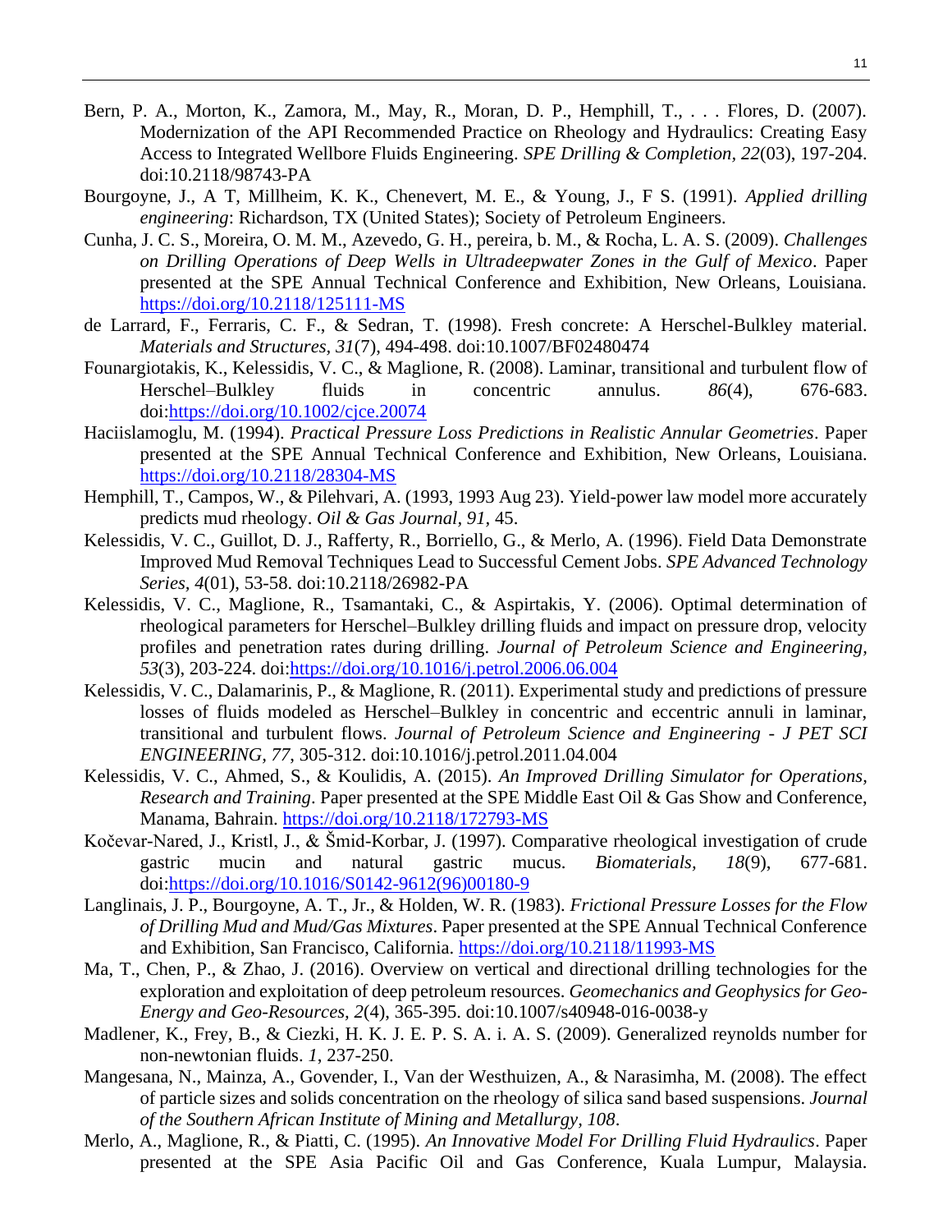Bern, P. A., Morton, K., Zamora, M., May, R., Moran, D. P., Hemphill, T., . . . Flores, D. (2007). Modernization of the API Recommended Practice on Rheology and Hydraulics: Creating Easy Access to Integrated Wellbore Fluids Engineering. *SPE Drilling & Completion, 22*(03), 197-204. doi:10.2118/98743-PA

Bourgoyne, J., A T, Millheim, K. K., Chenevert, M. E., & Young, J., F S. (1991). *Applied drilling engineering*: Richardson, TX (United States); Society of Petroleum Engineers.

Cunha, J. C. S., Moreira, O. M. M., Azevedo, G. H., pereira, b. M., & Rocha, L. A. S. (2009). *Challenges on Drilling Operations of Deep Wells in Ultradeepwater Zones in the Gulf of Mexico*. Paper presented at the SPE Annual Technical Conference and Exhibition, New Orleans, Louisiana. https://doi.org/10.2118/125111-MS

de Larrard, F., Ferraris, C. F., & Sedran, T. (1998). Fresh concrete: A Herschel-Bulkley material. *Materials and Structures, 31*(7), 494-498. doi:10.1007/BF02480474

Founargiotakis, K., Kelessidis, V. C., & Maglione, R. (2008). Laminar, transitional and turbulent flow of Herschel–Bulkley fluids in concentric annulus. *86*(4), 676-683. doi:https://doi.org/10.1002/cjce.20074

Haciislamoglu, M. (1994). *Practical Pressure Loss Predictions in Realistic Annular Geometries*. Paper presented at the SPE Annual Technical Conference and Exhibition, New Orleans, Louisiana. https://doi.org/10.2118/28304-MS

Hemphill, T., Campos, W., & Pilehvari, A. (1993, 1993 Aug 23). Yield-power law model more accurately predicts mud rheology. *Oil & Gas Journal, 91*, 45.

Kelessidis, V. C., Guillot, D. J., Rafferty, R., Borriello, G., & Merlo, A. (1996). Field Data Demonstrate Improved Mud Removal Techniques Lead to Successful Cement Jobs. *SPE Advanced Technology Series, 4*(01), 53-58. doi:10.2118/26982-PA

Kelessidis, V. C., Maglione, R., Tsamantaki, C., & Aspirtakis, Y. (2006). Optimal determination of rheological parameters for Herschel–Bulkley drilling fluids and impact on pressure drop, velocity profiles and penetration rates during drilling. *Journal of Petroleum Science and Engineering, 53*(3), 203-224. doi:https://doi.org/10.1016/j.petrol.2006.06.004

Kelessidis, V. C., Dalamarinis, P., & Maglione, R. (2011). Experimental study and predictions of pressure losses of fluids modeled as Herschel–Bulkley in concentric and eccentric annuli in laminar, transitional and turbulent flows. *Journal of Petroleum Science and Engineering - J PET SCI ENGINEERING, 77*, 305-312. doi:10.1016/j.petrol.2011.04.004

Kelessidis, V. C., Ahmed, S., & Koulidis, A. (2015). *An Improved Drilling Simulator for Operations, Research and Training*. Paper presented at the SPE Middle East Oil & Gas Show and Conference, Manama, Bahrain. https://doi.org/10.2118/172793-MS

Kočevar-Nared, J., Kristl, J., & Šmid-Korbar, J. (1997). Comparative rheological investigation of crude gastric mucin and natural gastric mucus. *Biomaterials, 18*(9), 677-681. doi:https://doi.org/10.1016/S0142-9612(96)00180-9

Langlinais, J. P., Bourgoyne, A. T., Jr., & Holden, W. R. (1983). *Frictional Pressure Losses for the Flow of Drilling Mud and Mud/Gas Mixtures*. Paper presented at the SPE Annual Technical Conference and Exhibition, San Francisco, California. https://doi.org/10.2118/11993-MS

Ma, T., Chen, P., & Zhao, J. (2016). Overview on vertical and directional drilling technologies for the exploration and exploitation of deep petroleum resources. *Geomechanics and Geophysics for Geo-Energy and Geo-Resources, 2*(4), 365-395. doi:10.1007/s40948-016-0038-y

Madlener, K., Frey, B., & Ciezki, H. K. J. E. P. S. A. i. A. S. (2009). Generalized reynolds number for non-newtonian fluids. *1*, 237-250.

Mangesana, N., Mainza, A., Govender, I., Van der Westhuizen, A., & Narasimha, M. (2008). The effect of particle sizes and solids concentration on the rheology of silica sand based suspensions. *Journal of the Southern African Institute of Mining and Metallurgy, 108*.

Merlo, A., Maglione, R., & Piatti, C. (1995). *An Innovative Model For Drilling Fluid Hydraulics*. Paper presented at the SPE Asia Pacific Oil and Gas Conference, Kuala Lumpur, Malaysia.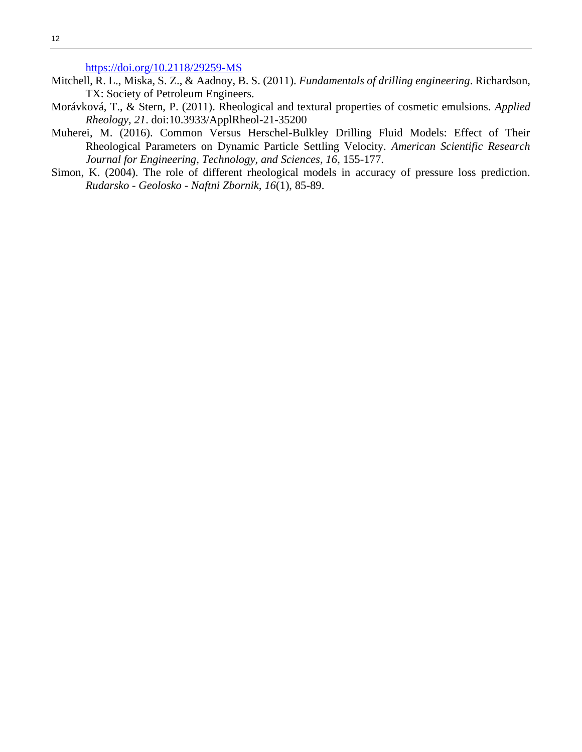https://doi.org/10.2118/29259-MS

Mitchell, R. L., Miska, S. Z., & Aadnoy, B. S. (2011). *Fundamentals of drilling engineering*. Richardson, TX: Society of Petroleum Engineers.

Morávková, T., & Stern, P. (2011). Rheological and textural properties of cosmetic emulsions. *Applied Rheology, 21*. doi:10.3933/ApplRheol-21-35200

Muherei, M. (2016). Common Versus Herschel-Bulkley Drilling Fluid Models: Effect of Their Rheological Parameters on Dynamic Particle Settling Velocity. *American Scientific Research Journal for Engineering, Technology, and Sciences, 16*, 155-177.

Simon, K. (2004). The role of different rheological models in accuracy of pressure loss prediction. *Rudarsko - Geolosko - Naftni Zbornik, 16*(1), 85-89.